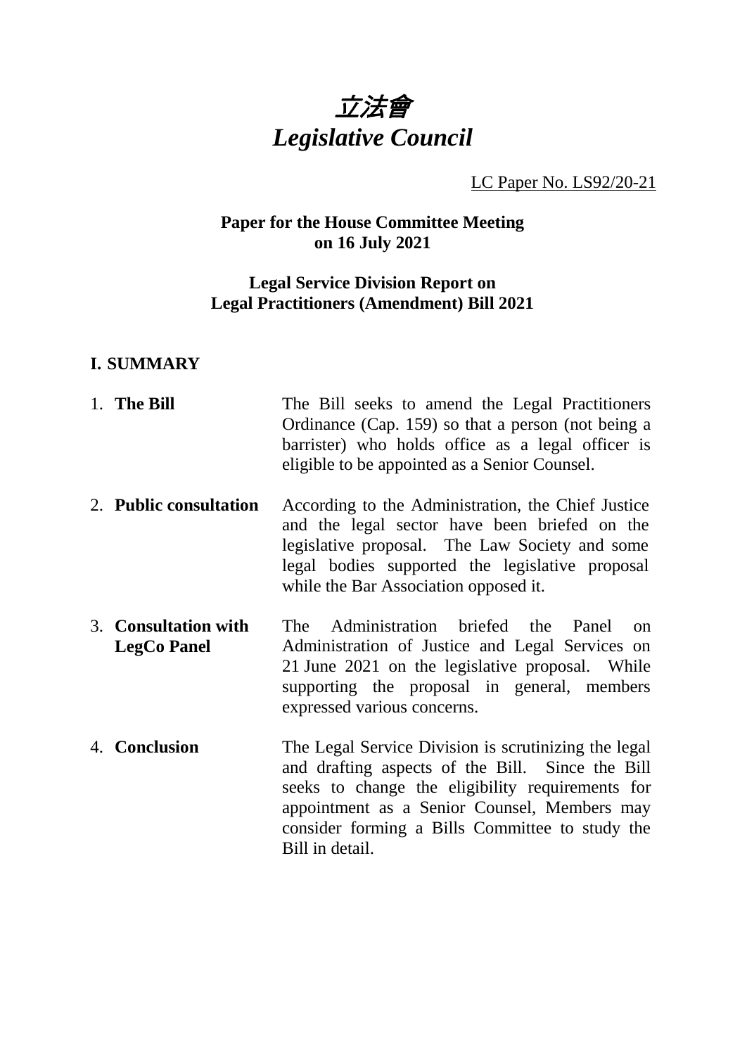# *立法會*
# *Legislative Council*

LC Paper No. LS92/20-21

**Paper for the House Committee Meeting on 16 July 2021**

**Legal Service Division Report on Legal Practitioners (Amendment) Bill 2021**

## I. SUMMARY

1. **The Bill** — The Bill seeks to amend the Legal Practitioners Ordinance (Cap. 159) so that a person (not being a barrister) who holds office as a legal officer is eligible to be appointed as a Senior Counsel.

2. **Public consultation** — According to the Administration, the Chief Justice and the legal sector have been briefed on the legislative proposal. The Law Society and some legal bodies supported the legislative proposal while the Bar Association opposed it.

3. **Consultation with LegCo Panel** — The Administration briefed the Panel on Administration of Justice and Legal Services on 21 June 2021 on the legislative proposal. While supporting the proposal in general, members expressed various concerns.

4. **Conclusion** — The Legal Service Division is scrutinizing the legal and drafting aspects of the Bill. Since the Bill seeks to change the eligibility requirements for appointment as a Senior Counsel, Members may consider forming a Bills Committee to study the Bill in detail.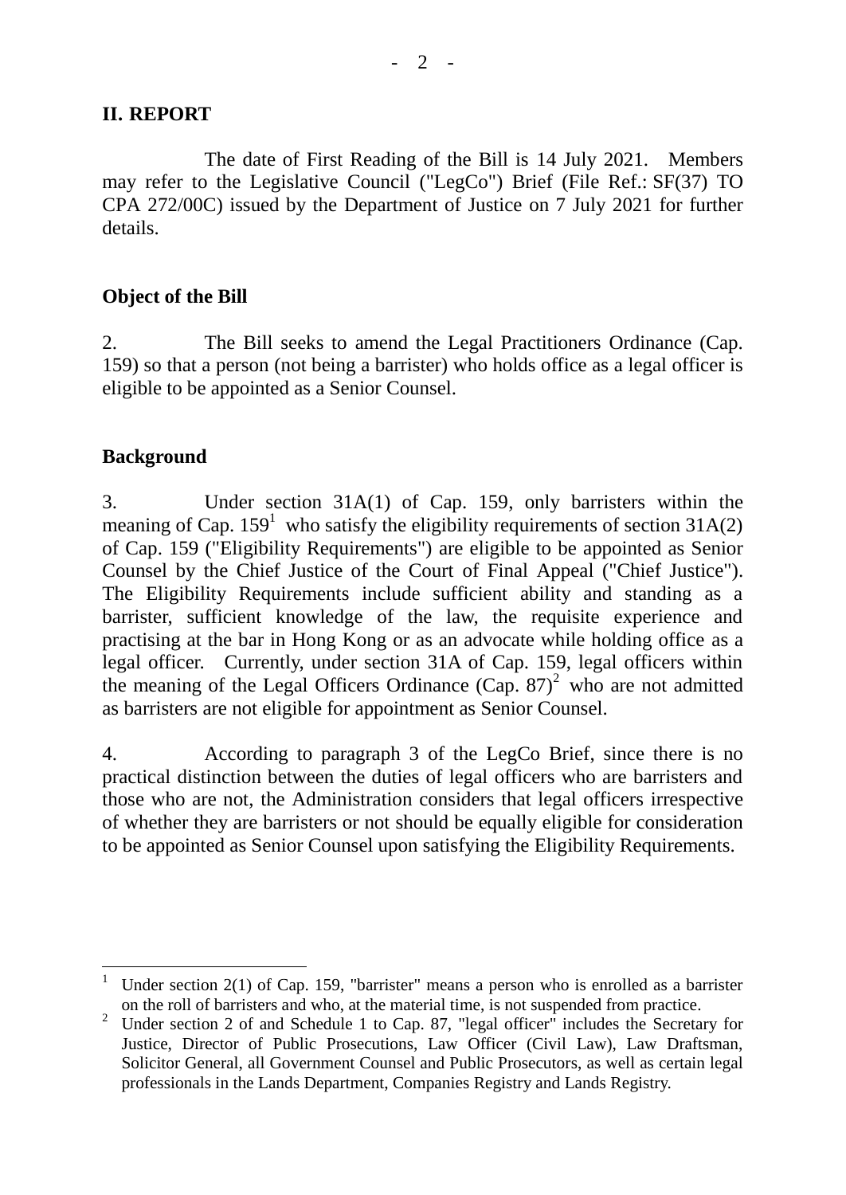## II. REPORT

The date of First Reading of the Bill is 14 July 2021. Members may refer to the Legislative Council ("LegCo") Brief (File Ref.: SF(37) TO CPA 272/00C) issued by the Department of Justice on 7 July 2021 for further details.

### Object of the Bill

2. The Bill seeks to amend the Legal Practitioners Ordinance (Cap. 159) so that a person (not being a barrister) who holds office as a legal officer is eligible to be appointed as a Senior Counsel.

### Background

3. Under section 31A(1) of Cap. 159, only barristers within the meaning of Cap. 159[1] who satisfy the eligibility requirements of section 31A(2) of Cap. 159 ("Eligibility Requirements") are eligible to be appointed as Senior Counsel by the Chief Justice of the Court of Final Appeal ("Chief Justice"). The Eligibility Requirements include sufficient ability and standing as a barrister, sufficient knowledge of the law, the requisite experience and practising at the bar in Hong Kong or as an advocate while holding office as a legal officer. Currently, under section 31A of Cap. 159, legal officers within the meaning of the Legal Officers Ordinance (Cap. 87)[2] who are not admitted as barristers are not eligible for appointment as Senior Counsel.

4. According to paragraph 3 of the LegCo Brief, since there is no practical distinction between the duties of legal officers who are barristers and those who are not, the Administration considers that legal officers irrespective of whether they are barristers or not should be equally eligible for consideration to be appointed as Senior Counsel upon satisfying the Eligibility Requirements.

---

[1] Under section 2(1) of Cap. 159, "barrister" means a person who is enrolled as a barrister on the roll of barristers and who, at the material time, is not suspended from practice.

[2] Under section 2 of and Schedule 1 to Cap. 87, "legal officer" includes the Secretary for Justice, Director of Public Prosecutions, Law Officer (Civil Law), Law Draftsman, Solicitor General, all Government Counsel and Public Prosecutors, as well as certain legal professionals in the Lands Department, Companies Registry and Lands Registry.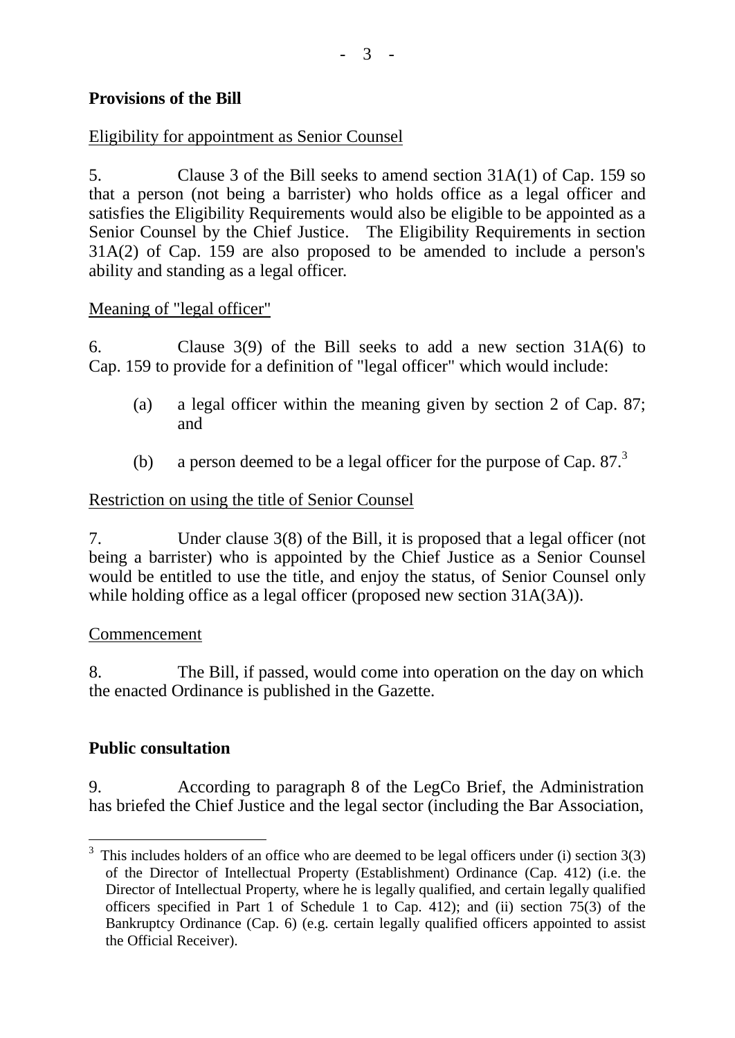**Provisions of the Bill**

Eligibility for appointment as Senior Counsel

5. Clause 3 of the Bill seeks to amend section 31A(1) of Cap. 159 so that a person (not being a barrister) who holds office as a legal officer and satisfies the Eligibility Requirements would also be eligible to be appointed as a Senior Counsel by the Chief Justice. The Eligibility Requirements in section 31A(2) of Cap. 159 are also proposed to be amended to include a person's ability and standing as a legal officer.

Meaning of "legal officer"

6. Clause 3(9) of the Bill seeks to add a new section 31A(6) to Cap. 159 to provide for a definition of "legal officer" which would include:

(a) a legal officer within the meaning given by section 2 of Cap. 87; and

(b) a person deemed to be a legal officer for the purpose of Cap. 87.[3]

Restriction on using the title of Senior Counsel

7. Under clause 3(8) of the Bill, it is proposed that a legal officer (not being a barrister) who is appointed by the Chief Justice as a Senior Counsel would be entitled to use the title, and enjoy the status, of Senior Counsel only while holding office as a legal officer (proposed new section 31A(3A)).

Commencement

8. The Bill, if passed, would come into operation on the day on which the enacted Ordinance is published in the Gazette.

**Public consultation**

9. According to paragraph 8 of the LegCo Brief, the Administration has briefed the Chief Justice and the legal sector (including the Bar Association,

[3] This includes holders of an office who are deemed to be legal officers under (i) section 3(3) of the Director of Intellectual Property (Establishment) Ordinance (Cap. 412) (i.e. the Director of Intellectual Property, where he is legally qualified, and certain legally qualified officers specified in Part 1 of Schedule 1 to Cap. 412); and (ii) section 75(3) of the Bankruptcy Ordinance (Cap. 6) (e.g. certain legally qualified officers appointed to assist the Official Receiver).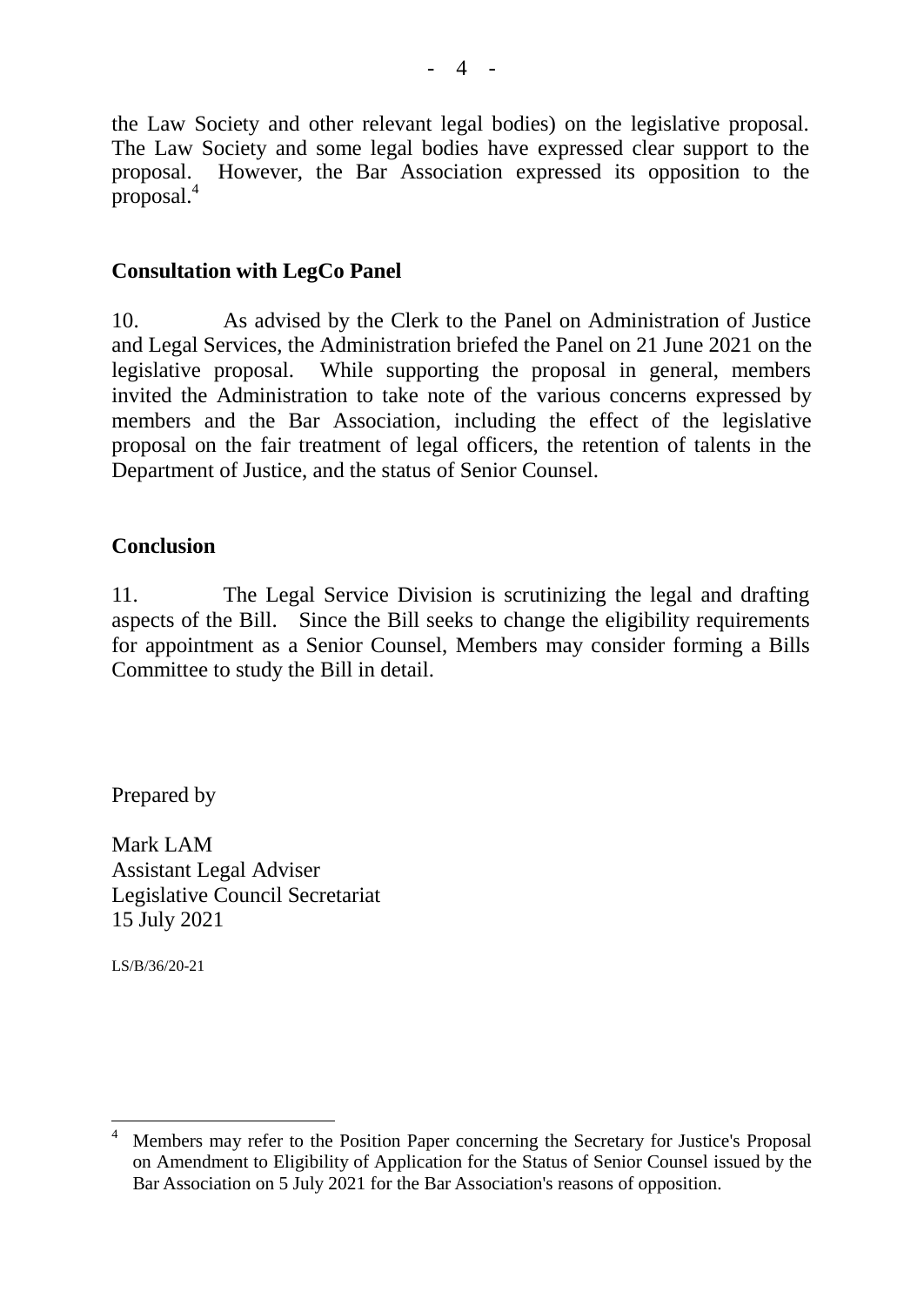the Law Society and other relevant legal bodies) on the legislative proposal. The Law Society and some legal bodies have expressed clear support to the proposal. However, the Bar Association expressed its opposition to the proposal.[4]

**Consultation with LegCo Panel**

10. As advised by the Clerk to the Panel on Administration of Justice and Legal Services, the Administration briefed the Panel on 21 June 2021 on the legislative proposal. While supporting the proposal in general, members invited the Administration to take note of the various concerns expressed by members and the Bar Association, including the effect of the legislative proposal on the fair treatment of legal officers, the retention of talents in the Department of Justice, and the status of Senior Counsel.

**Conclusion**

11. The Legal Service Division is scrutinizing the legal and drafting aspects of the Bill. Since the Bill seeks to change the eligibility requirements for appointment as a Senior Counsel, Members may consider forming a Bills Committee to study the Bill in detail.

Prepared by

Mark LAM
Assistant Legal Adviser
Legislative Council Secretariat
15 July 2021

LS/B/36/20-21

---

[4] Members may refer to the Position Paper concerning the Secretary for Justice's Proposal on Amendment to Eligibility of Application for the Status of Senior Counsel issued by the Bar Association on 5 July 2021 for the Bar Association's reasons of opposition.